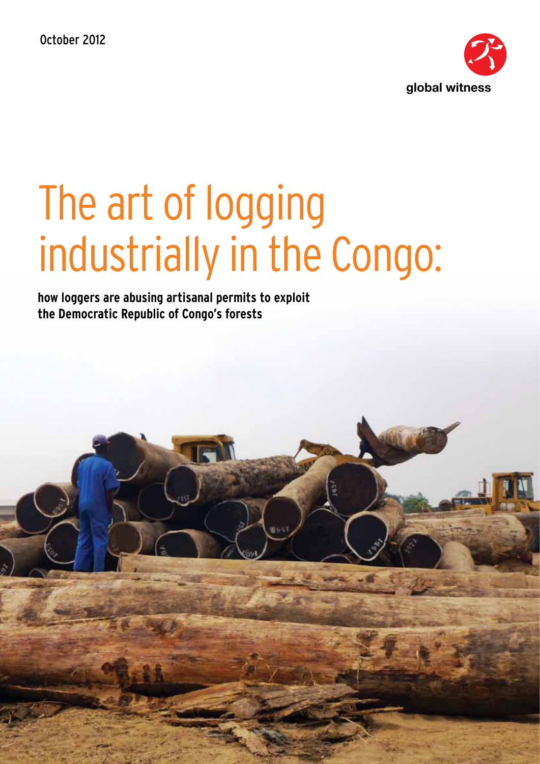October 2012

global witness

# The art of logging industrially in the Congo:

**how loggers are abusing artisanal permits to exploit the Democratic Republic of Congo's forests**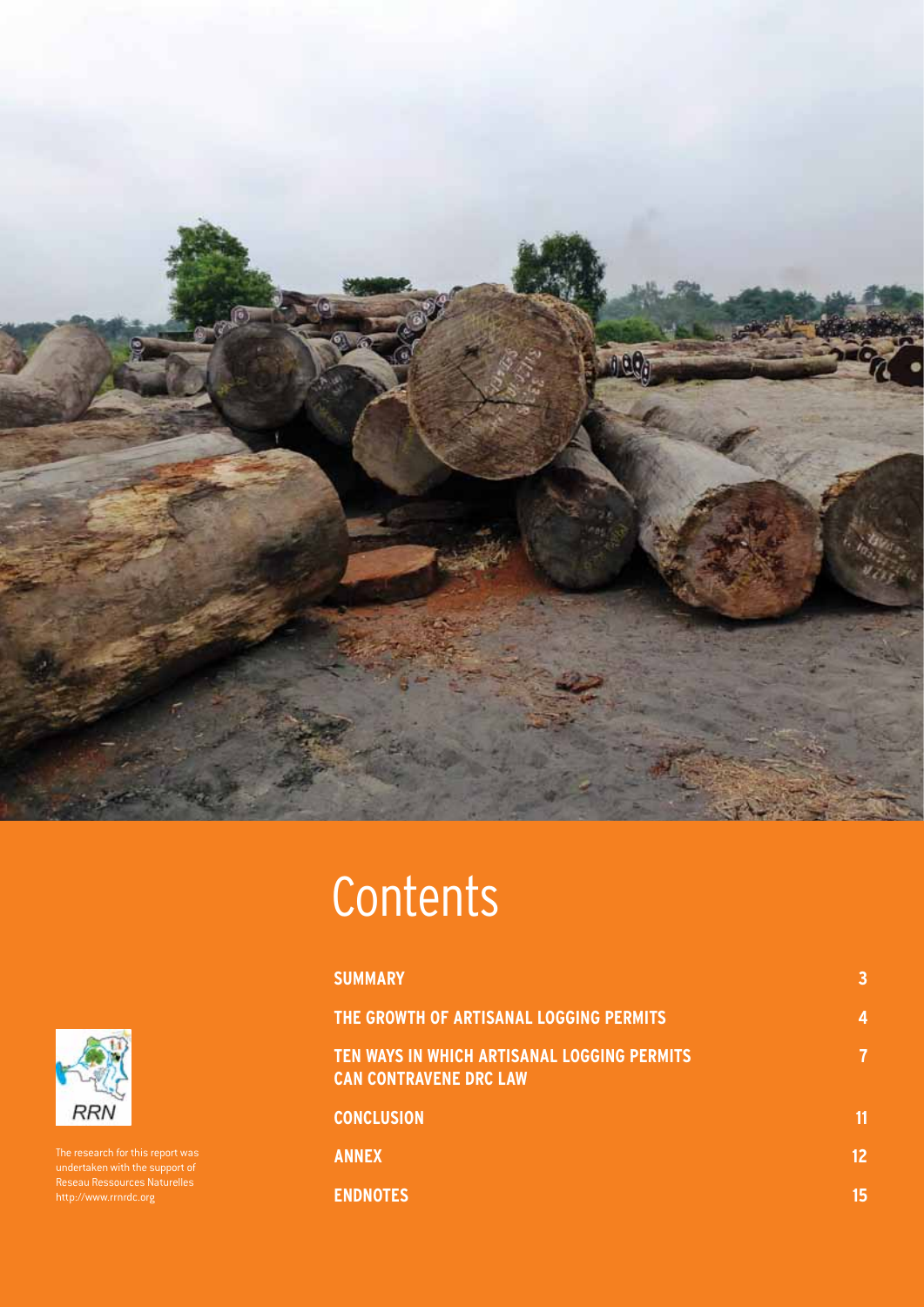# Contents

| | |
|---|---|
| **SUMMARY** | **3** |
| **THE GROWTH OF ARTISANAL LOGGING PERMITS** | **4** |
| **TEN WAYS IN WHICH ARTISANAL LOGGING PERMITS CAN CONTRAVENE DRC LAW** | **7** |
| **CONCLUSION** | **11** |
| **ANNEX** | **12** |
| **ENDNOTES** | **15** |

RRN

The research for this report was undertaken with the support of Reseau Ressources Naturelles http://www.rrnrdc.org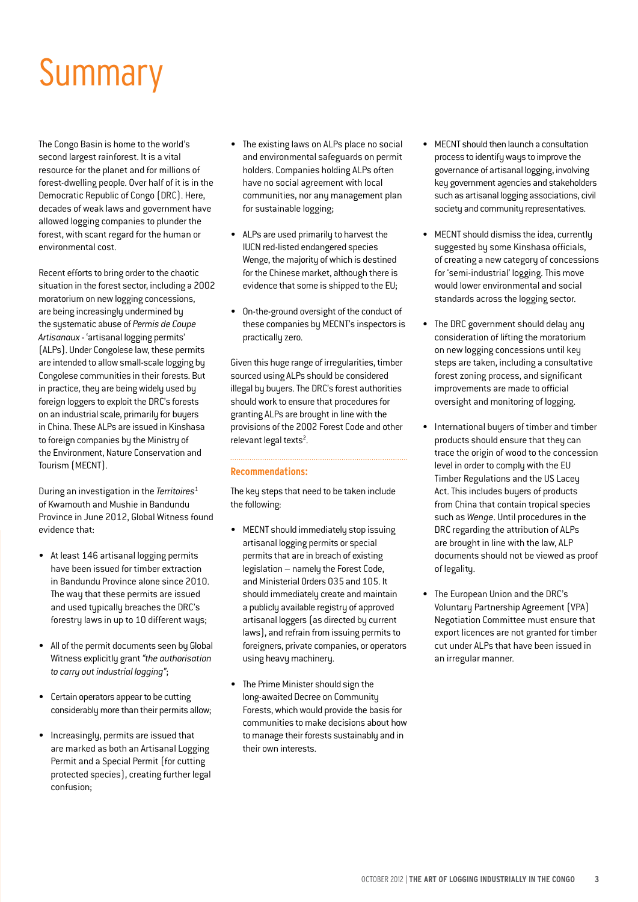# Summary

The Congo Basin is home to the world's second largest rainforest. It is a vital resource for the planet and for millions of forest-dwelling people. Over half of it is in the Democratic Republic of Congo (DRC). Here, decades of weak laws and government have allowed logging companies to plunder the forest, with scant regard for the human or environmental cost.

Recent efforts to bring order to the chaotic situation in the forest sector, including a 2002 moratorium on new logging concessions, are being increasingly undermined by the systematic abuse of *Permis de Coupe Artisanaux* - 'artisanal logging permits' (ALPs). Under Congolese law, these permits are intended to allow small-scale logging by Congolese communities in their forests. But in practice, they are being widely used by foreign loggers to exploit the DRC's forests on an industrial scale, primarily for buyers in China. These ALPs are issued in Kinshasa to foreign companies by the Ministry of the Environment, Nature Conservation and Tourism (MECNT).

During an investigation in the *Territoires*[1] of Kwamouth and Mushie in Bandundu Province in June 2012, Global Witness found evidence that:

- At least 146 artisanal logging permits have been issued for timber extraction in Bandundu Province alone since 2010. The way that these permits are issued and used typically breaches the DRC's forestry laws in up to 10 different ways;
- All of the permit documents seen by Global Witness explicitly grant *"the authorisation to carry out industrial logging"*;
- Certain operators appear to be cutting considerably more than their permits allow;
- Increasingly, permits are issued that are marked as both an Artisanal Logging Permit and a Special Permit (for cutting protected species), creating further legal confusion;
- The existing laws on ALPs place no social and environmental safeguards on permit holders. Companies holding ALPs often have no social agreement with local communities, nor any management plan for sustainable logging;
- ALPs are used primarily to harvest the IUCN red-listed endangered species Wenge, the majority of which is destined for the Chinese market, although there is evidence that some is shipped to the EU;
- On-the-ground oversight of the conduct of these companies by MECNT's inspectors is practically zero.

Given this huge range of irregularities, timber sourced using ALPs should be considered illegal by buyers. The DRC's forest authorities should work to ensure that procedures for granting ALPs are brought in line with the provisions of the 2002 Forest Code and other relevant legal texts[2].

### Recommendations:

The key steps that need to be taken include the following:

- MECNT should immediately stop issuing artisanal logging permits or special permits that are in breach of existing legislation – namely the Forest Code, and Ministerial Orders 035 and 105. It should immediately create and maintain a publicly available registry of approved artisanal loggers (as directed by current laws), and refrain from issuing permits to foreigners, private companies, or operators using heavy machinery.
- The Prime Minister should sign the long-awaited Decree on Community Forests, which would provide the basis for communities to make decisions about how to manage their forests sustainably and in their own interests.
- MECNT should then launch a consultation process to identify ways to improve the governance of artisanal logging, involving key government agencies and stakeholders such as artisanal logging associations, civil society and community representatives.
- MECNT should dismiss the idea, currently suggested by some Kinshasa officials, of creating a new category of concessions for 'semi-industrial' logging. This move would lower environmental and social standards across the logging sector.
- The DRC government should delay any consideration of lifting the moratorium on new logging concessions until key steps are taken, including a consultative forest zoning process, and significant improvements are made to official oversight and monitoring of logging.
- International buyers of timber and timber products should ensure that they can trace the origin of wood to the concession level in order to comply with the EU Timber Regulations and the US Lacey Act. This includes buyers of products from China that contain tropical species such as *Wenge*. Until procedures in the DRC regarding the attribution of ALPs are brought in line with the law, ALP documents should not be viewed as proof of legality.
- The European Union and the DRC's Voluntary Partnership Agreement (VPA) Negotiation Committee must ensure that export licences are not granted for timber cut under ALPs that have been issued in an irregular manner.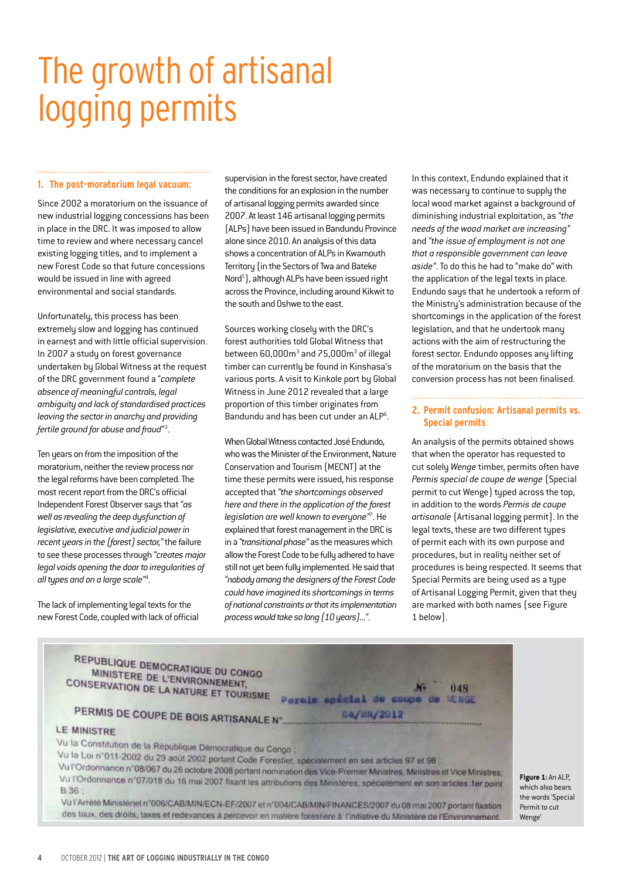# The growth of artisanal logging permits

## 1. The post-moratorium legal vacuum:

Since 2002 a moratorium on the issuance of new industrial logging concessions has been in place in the DRC. It was imposed to allow time to review and where necessary cancel existing logging titles, and to implement a new Forest Code so that future concessions would be issued in line with agreed environmental and social standards.

Unfortunately, this process has been extremely slow and logging has continued in earnest and with little official supervision. In 2007 a study on forest governance undertaken by Global Witness at the request of the DRC government found a "*complete absence of meaningful controls, legal ambiguity and lack of standardised practices leaving the sector in anarchy and providing fertile ground for abuse and fraud*"[3].

Ten years on from the imposition of the moratorium, neither the review process nor the legal reforms have been completed. The most recent report from the DRC's official Independent Forest Observer says that *"as well as revealing the deep dysfunction of legislative, executive and judicial power in recent years in the (forest) sector,"* the failure to see these processes through *"creates major legal voids opening the door to irregularities of all types and on a large scale"*[4].

The lack of implementing legal texts for the new Forest Code, coupled with lack of official supervision in the forest sector, have created the conditions for an explosion in the number of artisanal logging permits awarded since 2007. At least 146 artisanal logging permits (ALPs) have been issued in Bandundu Province alone since 2010. An analysis of this data shows a concentration of ALPs in Kwamouth Territory (in the Sectors of Twa and Bateke Nord[5]), although ALPs have been issued right across the Province, including around Kikwit to the south and Oshwe to the east.

Sources working closely with the DRC's forest authorities told Global Witness that between 60,000m$^3$ and 75,000m$^3$ of illegal timber can currently be found in Kinshasa's various ports. A visit to Kinkole port by Global Witness in June 2012 revealed that a large proportion of this timber originates from Bandundu and has been cut under an ALP[6].

When Global Witness contacted José Endundo, who was the Minister of the Environment, Nature Conservation and Tourism (MECNT) at the time these permits were issued, his response accepted that *"the shortcomings observed here and there in the application of the forest legislation are well known to everyone"*[7]. He explained that forest management in the DRC is in a *"transitional phase"* as the measures which allow the Forest Code to be fully adhered to have still not yet been fully implemented. He said that *"nobody among the designers of the Forest Code could have imagined its shortcomings in terms of national constraints or that its implementation process would take so long (10 years)..."*.

In this context, Endundo explained that it was necessary to continue to supply the local wood market against a background of diminishing industrial exploitation, as *"the needs of the wood market are increasing"* and *"the issue of employment is not one that a responsible government can leave aside"*. To do this he had to "make do" with the application of the legal texts in place. Endundo says that he undertook a reform of the Ministry's administration because of the shortcomings in the application of the forest legislation, and that he undertook many actions with the aim of restructuring the forest sector. Endundo opposes any lifting of the moratorium on the basis that the conversion process has not been finalised.

## 2. Permit confusion: Artisanal permits vs. Special permits

An analysis of the permits obtained shows that when the operator has requested to cut solely *Wenge* timber, permits often have *Permis special de coupe de wenge* (Special permit to cut Wenge) typed across the top, in addition to the words *Permis de coupe artisanale* (Artisanal logging permit). In the legal texts, these are two different types of permit each with its own purpose and procedures, but in reality neither set of procedures is being respected. It seems that Special Permits are being used as a type of Artisanal Logging Permit, given that they are marked with both names (see Figure 1 below).

**Figure 1:** An ALP, which also bears the words 'Special Permit to cut Wenge'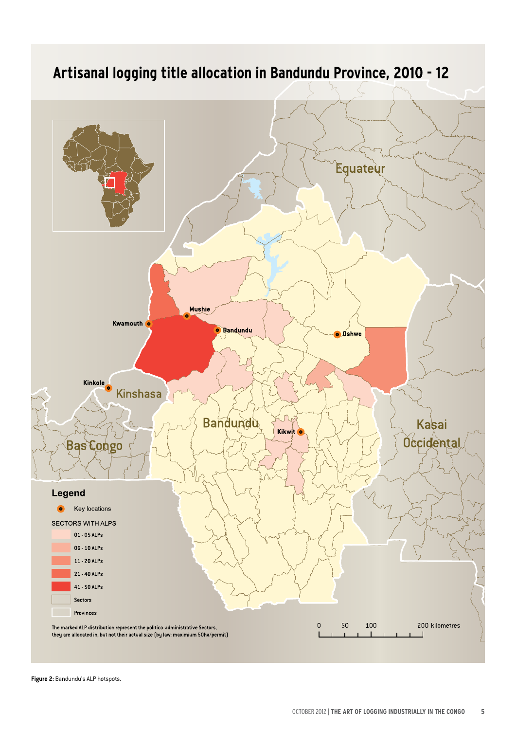## Artisanal logging title allocation in Bandundu Province, 2010 - 12

**Legend**

- Key locations

SECTORS WITH ALPS

- 01 - 05 ALPs
- 06 - 10 ALPs
- 11 - 20 ALPs
- 21 - 40 ALPs
- 41 - 50 ALPs
- Sectors
- Provinces

The marked ALP distribution represent the politico-administrative Sectors, they are allocated in, but not their actual size (by law: maximium 50ha/permit)

0 50 100 200 kilometres

Equateur, Kwamouth, Mushie, Bandundu, Oshwe, Kinkole, Kinshasa, Bandundu, Kikwit, Kasai Occidental, Bas Congo

**Figure 2:** Bandundu's ALP hotspots.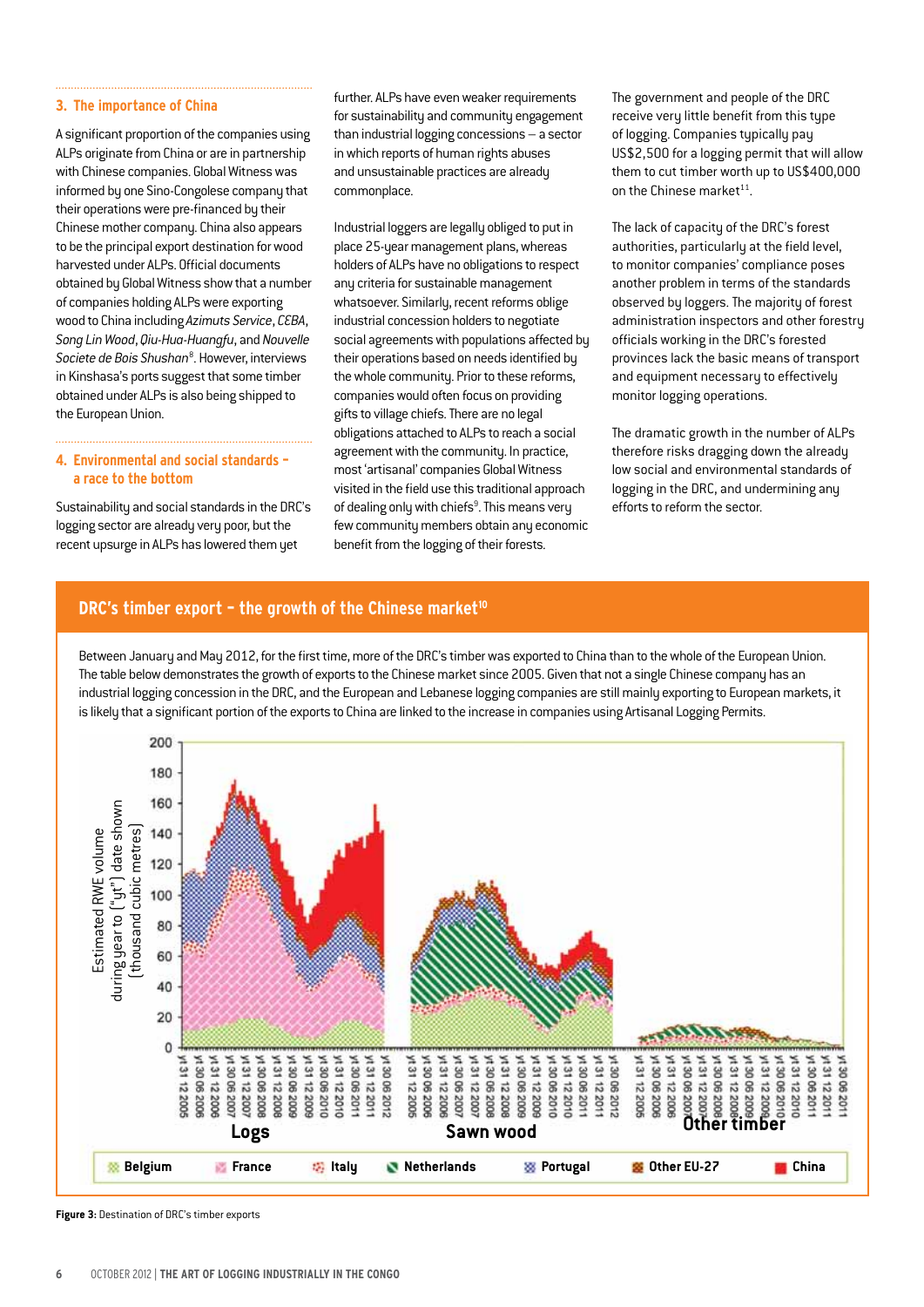## 3. The importance of China

A significant proportion of the companies using ALPs originate from China or are in partnership with Chinese companies. Global Witness was informed by one Sino-Congolese company that their operations were pre-financed by their Chinese mother company. China also appears to be the principal export destination for wood harvested under ALPs. Official documents obtained by Global Witness show that a number of companies holding ALPs were exporting wood to China including *Azimuts Service*, *CEBA*, *Song Lin Wood*, *Qiu-Hua-Huangfu*, and *Nouvelle Societe de Bois Shushan*[8]. However, interviews in Kinshasa's ports suggest that some timber obtained under ALPs is also being shipped to the European Union.

## 4. Environmental and social standards – a race to the bottom

Sustainability and social standards in the DRC's logging sector are already very poor, but the recent upsurge in ALPs has lowered them yet further. ALPs have even weaker requirements for sustainability and community engagement than industrial logging concessions – a sector in which reports of human rights abuses and unsustainable practices are already commonplace.

Industrial loggers are legally obliged to put in place 25-year management plans, whereas holders of ALPs have no obligations to respect any criteria for sustainable management whatsoever. Similarly, recent reforms oblige industrial concession holders to negotiate social agreements with populations affected by their operations based on needs identified by the whole community. Prior to these reforms, companies would often focus on providing gifts to village chiefs. There are no legal obligations attached to ALPs to reach a social agreement with the community. In practice, most 'artisanal' companies Global Witness visited in the field use this traditional approach of dealing only with chiefs[9]. This means very few community members obtain any economic benefit from the logging of their forests.

The government and people of the DRC receive very little benefit from this type of logging. Companies typically pay US$2,500 for a logging permit that will allow them to cut timber worth up to US$400,000 on the Chinese market[11].

The lack of capacity of the DRC's forest authorities, particularly at the field level, to monitor companies' compliance poses another problem in terms of the standards observed by loggers. The majority of forest administration inspectors and other forestry officials working in the DRC's forested provinces lack the basic means of transport and equipment necessary to effectively monitor logging operations.

The dramatic growth in the number of ALPs therefore risks dragging down the already low social and environmental standards of logging in the DRC, and undermining any efforts to reform the sector.

## DRC's timber export – the growth of the Chinese market[10]

Between January and May 2012, for the first time, more of the DRC's timber was exported to China than to the whole of the European Union. The table below demonstrates the growth of exports to the Chinese market since 2005. Given that not a single Chinese company has an industrial logging concession in the DRC, and the European and Lebanese logging companies are still mainly exporting to European markets, it is likely that a significant portion of the exports to China are linked to the increase in companies using Artisanal Logging Permits.

**Figure 3:** Destination of DRC's timber exports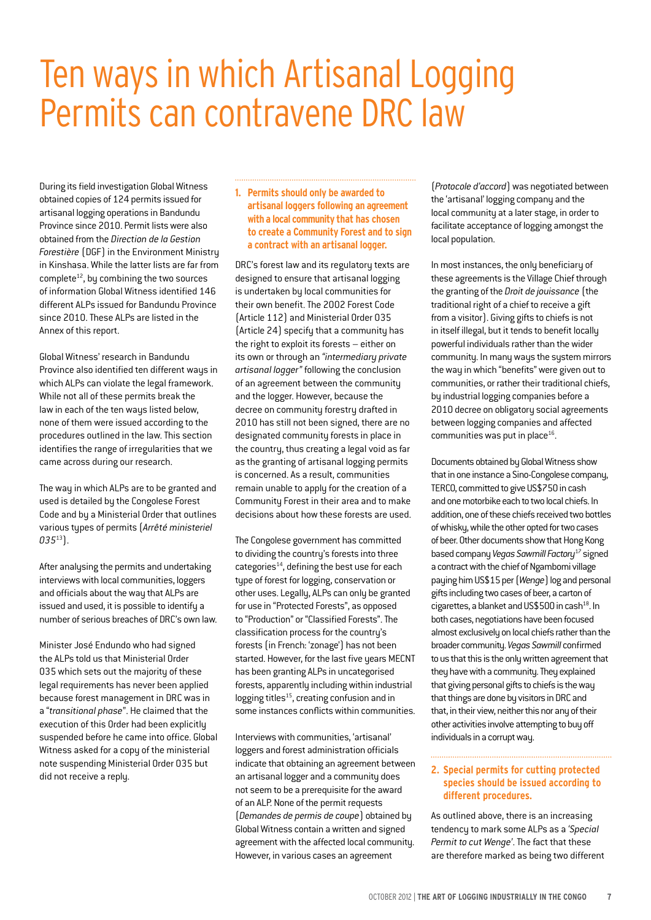# Ten ways in which Artisanal Logging Permits can contravene DRC law

During its field investigation Global Witness obtained copies of 124 permits issued for artisanal logging operations in Bandundu Province since 2010. Permit lists were also obtained from the *Direction de la Gestion Forestière* (DGF) in the Environment Ministry in Kinshasa. While the latter lists are far from complete[12], by combining the two sources of information Global Witness identified 146 different ALPs issued for Bandundu Province since 2010. These ALPs are listed in the Annex of this report.

Global Witness' research in Bandundu Province also identified ten different ways in which ALPs can violate the legal framework. While not all of these permits break the law in each of the ten ways listed below, none of them were issued according to the procedures outlined in the law. This section identifies the range of irregularities that we came across during our research.

The way in which ALPs are to be granted and used is detailed by the Congolese Forest Code and by a Ministerial Order that outlines various types of permits (*Arrêté ministeriel 035*[13]).

After analysing the permits and undertaking interviews with local communities, loggers and officials about the way that ALPs are issued and used, it is possible to identify a number of serious breaches of DRC's own law.

Minister José Endundo who had signed the ALPs told us that Ministerial Order 035 which sets out the majority of these legal requirements has never been applied because forest management in DRC was in a "*transitional phase*". He claimed that the execution of this Order had been explicitly suspended before he came into office. Global Witness asked for a copy of the ministerial note suspending Ministerial Order 035 but did not receive a reply.

### 1. Permits should only be awarded to artisanal loggers following an agreement with a local community that has chosen to create a Community Forest and to sign a contract with an artisanal logger.

DRC's forest law and its regulatory texts are designed to ensure that artisanal logging is undertaken by local communities for their own benefit. The 2002 Forest Code (Article 112) and Ministerial Order 035 (Article 24) specify that a community has the right to exploit its forests – either on its own or through an *"intermediary private artisanal logger"* following the conclusion of an agreement between the community and the logger. However, because the decree on community forestry drafted in 2010 has still not been signed, there are no designated community forests in place in the country, thus creating a legal void as far as the granting of artisanal logging permits is concerned. As a result, communities remain unable to apply for the creation of a Community Forest in their area and to make decisions about how these forests are used.

The Congolese government has committed to dividing the country's forests into three categories[14], defining the best use for each type of forest for logging, conservation or other uses. Legally, ALPs can only be granted for use in "Protected Forests", as opposed to "Production" or "Classified Forests". The classification process for the country's forests (in French: 'zonage') has not been started. However, for the last five years MECNT has been granting ALPs in uncategorised forests, apparently including within industrial logging titles[15], creating confusion and in some instances conflicts within communities.

Interviews with communities, 'artisanal' loggers and forest administration officials indicate that obtaining an agreement between an artisanal logger and a community does not seem to be a prerequisite for the award of an ALP. None of the permit requests (*Demandes de permis de coupe*) obtained by Global Witness contain a written and signed agreement with the affected local community. However, in various cases an agreement (*Protocole d'accord*) was negotiated between the 'artisanal' logging company and the local community at a later stage, in order to facilitate acceptance of logging amongst the local population.

In most instances, the only beneficiary of these agreements is the Village Chief through the granting of the *Droit de jouissance* (the traditional right of a chief to receive a gift from a visitor). Giving gifts to chiefs is not in itself illegal, but it tends to benefit locally powerful individuals rather than the wider community. In many ways the system mirrors the way in which "benefits" were given out to communities, or rather their traditional chiefs, by industrial logging companies before a 2010 decree on obligatory social agreements between logging companies and affected communities was put in place[16].

Documents obtained by Global Witness show that in one instance a Sino-Congolese company, TERCO, committed to give US$750 in cash and one motorbike each to two local chiefs. In addition, one of these chiefs received two bottles of whisky, while the other opted for two cases of beer. Other documents show that Hong Kong based company *Vegas Sawmill Factory*[17] signed a contract with the chief of Ngambomi village paying him US$15 per (*Wenge*) log and personal gifts including two cases of beer, a carton of cigarettes, a blanket and US$500 in cash[18]. In both cases, negotiations have been focused almost exclusively on local chiefs rather than the broader community. *Vegas Sawmill* confirmed to us that this is the only written agreement that they have with a community. They explained that giving personal gifts to chiefs is the way that things are done by visitors in DRC and that, in their view, neither this nor any of their other activities involve attempting to buy off individuals in a corrupt way.

### 2. Special permits for cutting protected species should be issued according to different procedures.

As outlined above, there is an increasing tendency to mark some ALPs as a *'Special Permit to cut Wenge'*. The fact that these are therefore marked as being two different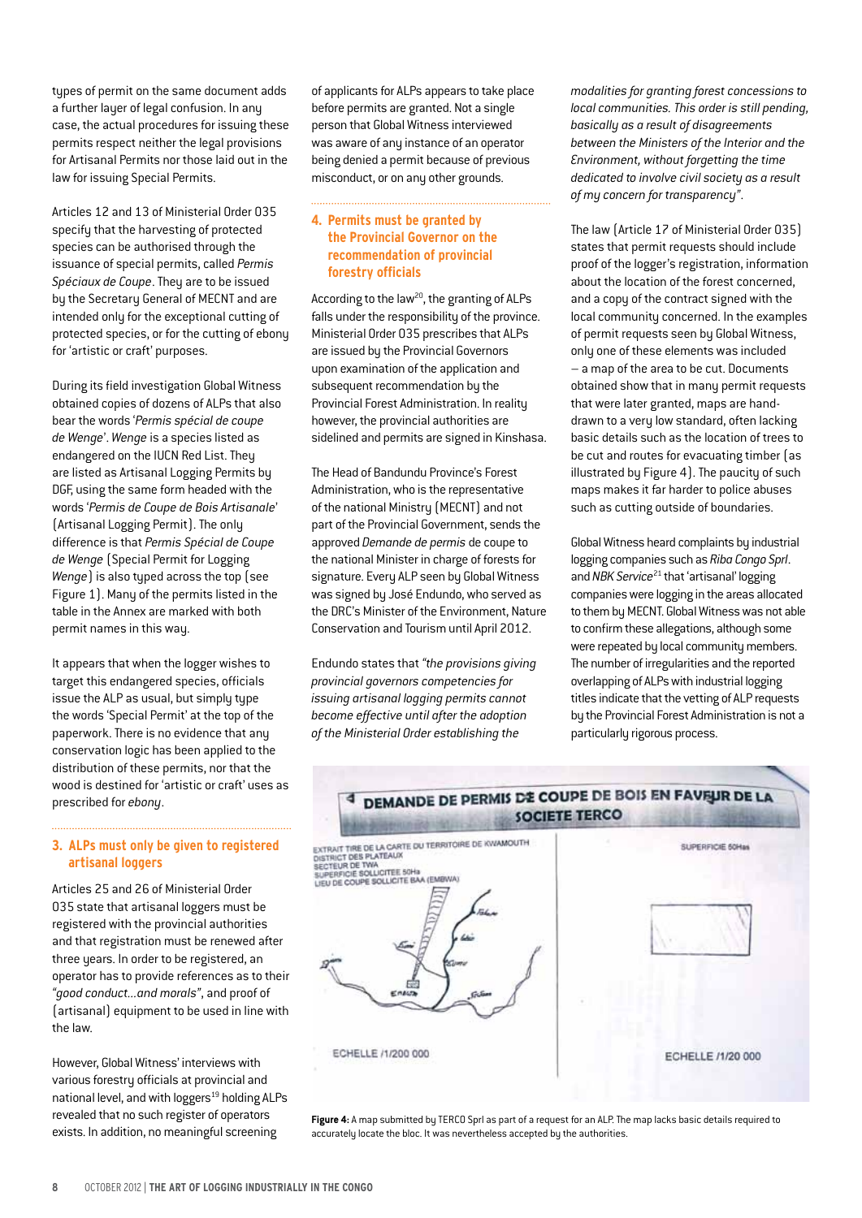types of permit on the same document adds a further layer of legal confusion. In any case, the actual procedures for issuing these permits respect neither the legal provisions for Artisanal Permits nor those laid out in the law for issuing Special Permits.

Articles 12 and 13 of Ministerial Order 035 specify that the harvesting of protected species can be authorised through the issuance of special permits, called *Permis Spéciaux de Coupe*. They are to be issued by the Secretary General of MECNT and are intended only for the exceptional cutting of protected species, or for the cutting of ebony for 'artistic or craft' purposes.

During its field investigation Global Witness obtained copies of dozens of ALPs that also bear the words '*Permis spécial de coupe de Wenge*'. *Wenge* is a species listed as endangered on the IUCN Red List. They are listed as Artisanal Logging Permits by DGF, using the same form headed with the words '*Permis de Coupe de Bois Artisanale*' (Artisanal Logging Permit). The only difference is that *Permis Spécial de Coupe de Wenge* (Special Permit for Logging *Wenge*) is also typed across the top (see Figure 1). Many of the permits listed in the table in the Annex are marked with both permit names in this way.

It appears that when the logger wishes to target this endangered species, officials issue the ALP as usual, but simply type the words 'Special Permit' at the top of the paperwork. There is no evidence that any conservation logic has been applied to the distribution of these permits, nor that the wood is destined for 'artistic or craft' uses as prescribed for *ebony*.

### 3. ALPs must only be given to registered artisanal loggers

Articles 25 and 26 of Ministerial Order 035 state that artisanal loggers must be registered with the provincial authorities and that registration must be renewed after three years. In order to be registered, an operator has to provide references as to their *"good conduct…and morals"*, and proof of (artisanal) equipment to be used in line with the law.

However, Global Witness' interviews with various forestry officials at provincial and national level, and with loggers[19] holding ALPs revealed that no such register of operators exists. In addition, no meaningful screening of applicants for ALPs appears to take place before permits are granted. Not a single person that Global Witness interviewed was aware of any instance of an operator being denied a permit because of previous misconduct, or on any other grounds.

### 4. Permits must be granted by the Provincial Governor on the recommendation of provincial forestry officials

According to the law[20], the granting of ALPs falls under the responsibility of the province. Ministerial Order 035 prescribes that ALPs are issued by the Provincial Governors upon examination of the application and subsequent recommendation by the Provincial Forest Administration. In reality however, the provincial authorities are sidelined and permits are signed in Kinshasa.

The Head of Bandundu Province's Forest Administration, who is the representative of the national Ministry (MECNT) and not part of the Provincial Government, sends the approved *Demande de permis* de coupe to the national Minister in charge of forests for signature. Every ALP seen by Global Witness was signed by José Endundo, who served as the DRC's Minister of the Environment, Nature Conservation and Tourism until April 2012.

Endundo states that *"the provisions giving provincial governors competencies for issuing artisanal logging permits cannot become effective until after the adoption of the Ministerial Order establishing the modalities for granting forest concessions to local communities. This order is still pending, basically as a result of disagreements between the Ministers of the Interior and the Environment, without forgetting the time dedicated to involve civil society as a result of my concern for transparency"*.

The law (Article 17 of Ministerial Order 035) states that permit requests should include proof of the logger's registration, information about the location of the forest concerned, and a copy of the contract signed with the local community concerned. In the examples of permit requests seen by Global Witness, only one of these elements was included – a map of the area to be cut. Documents obtained show that in many permit requests that were later granted, maps are hand-drawn to a very low standard, often lacking basic details such as the location of trees to be cut and routes for evacuating timber (as illustrated by Figure 4). The paucity of such maps makes it far harder to police abuses such as cutting outside of boundaries.

Global Witness heard complaints by industrial logging companies such as *Riba Congo Sprl*. and *NBK Service*[21] that 'artisanal' logging companies were logging in the areas allocated to them by MECNT. Global Witness was not able to confirm these allegations, although some were repeated by local community members. The number of irregularities and the reported overlapping of ALPs with industrial logging titles indicate that the vetting of ALP requests by the Provincial Forest Administration is not a particularly rigorous process.

**Figure 4:** A map submitted by TERCO Sprl as part of a request for an ALP. The map lacks basic details required to accurately locate the bloc. It was nevertheless accepted by the authorities.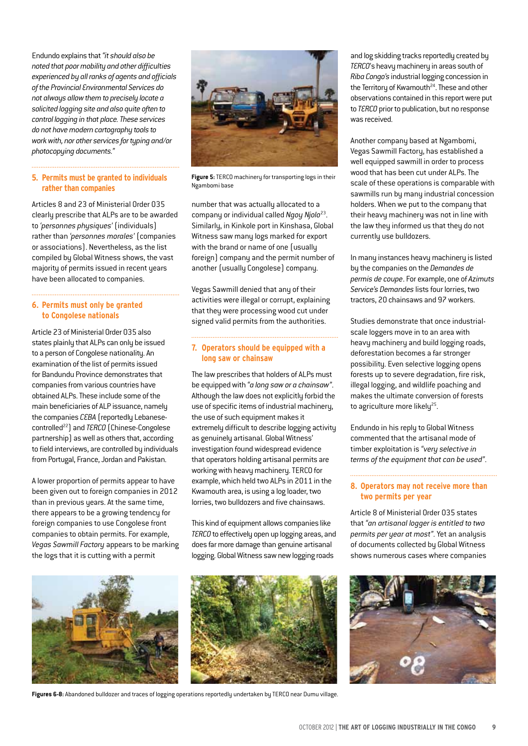Endundo explains that *"it should also be noted that poor mobility and other difficulties experienced by all ranks of agents and officials of the Provincial Environmental Services do not always allow them to precisely locate a solicited logging site and also quite often to control logging in that place. These services do not have modern cartography tools to work with, nor other services for typing and/or photocopying documents."*

### 5. Permits must be granted to individuals rather than companies

Articles 8 and 23 of Ministerial Order 035 clearly prescribe that ALPs are to be awarded to *'personnes physiques'* (individuals) rather than *'personnes morales'* (companies or associations). Nevertheless, as the list compiled by Global Witness shows, the vast majority of permits issued in recent years have been allocated to companies.

### 6. Permits must only be granted to Congolese nationals

Article 23 of Ministerial Order 035 also states plainly that ALPs can only be issued to a person of Congolese nationality. An examination of the list of permits issued for Bandundu Province demonstrates that companies from various countries have obtained ALPs. These include some of the main beneficiaries of ALP issuance, namely the companies *CEBA* (reportedly Lebanese-controlled[22]) and *TERCO* (Chinese-Congolese partnership) as well as others that, according to field interviews, are controlled by individuals from Portugal, France, Jordan and Pakistan.

A lower proportion of permits appear to have been given out to foreign companies in 2012 than in previous years. At the same time, there appears to be a growing tendency for foreign companies to use Congolese front companies to obtain permits. For example, *Vegas Sawmill Factory* appears to be marking the logs that it is cutting with a permit number that was actually allocated to a company or individual called *Ngoy Njolo*[23]. Similarly, in Kinkole port in Kinshasa, Global Witness saw many logs marked for export with the brand or name of one (usually foreign) company and the permit number of another (usually Congolese) company.

Figure 5: TERCO machinery for transporting logs in their Ngambomi base

Vegas Sawmill denied that any of their activities were illegal or corrupt, explaining that they were processing wood cut under signed valid permits from the authorities.

### 7. Operators should be equipped with a long saw or chainsaw

The law prescribes that holders of ALPs must be equipped with *"a long saw or a chainsaw"*. Although the law does not explicitly forbid the use of specific items of industrial machinery, the use of such equipment makes it extremely difficult to describe logging activity as genuinely artisanal. Global Witness' investigation found widespread evidence that operators holding artisanal permits are working with heavy machinery. TERCO for example, which held two ALPs in 2011 in the Kwamouth area, is using a log loader, two lorries, two bulldozers and five chainsaws.

This kind of equipment allows companies like *TERCO* to effectively open up logging areas, and does far more damage than genuine artisanal logging. Global Witness saw new logging roads and log skidding tracks reportedly created by *TERCO*'s heavy machinery in areas south of *Riba Congo's* industrial logging concession in the Territory of Kwamouth[24]. These and other observations contained in this report were put to *TERCO* prior to publication, but no response was received.

Another company based at Ngambomi, Vegas Sawmill Factory, has established a well equipped sawmill in order to process wood that has been cut under ALPs. The scale of these operations is comparable with sawmills run by many industrial concession holders. When we put to the company that their heavy machinery was not in line with the law they informed us that they do not currently use bulldozers.

In many instances heavy machinery is listed by the companies on the *Demandes de permis de coupe*. For example, one of *Azimuts Service's Demandes* lists four lorries, two tractors, 20 chainsaws and 97 workers.

Studies demonstrate that once industrial-scale loggers move in to an area with heavy machinery and build logging roads, deforestation becomes a far stronger possibility. Even selective logging opens forests up to severe degradation, fire risk, illegal logging, and wildlife poaching and makes the ultimate conversion of forests to agriculture more likely[25].

Endundo in his reply to Global Witness commented that the artisanal mode of timber exploitation is *"very selective in terms of the equipment that can be used"*.

### 8. Operators may not receive more than two permits per year

Article 8 of Ministerial Order 035 states that *"an artisanal logger is entitled to two permits per year at most"*. Yet an analysis of documents collected by Global Witness shows numerous cases where companies

**Figures 6-8:** Abandoned bulldozer and traces of logging operations reportedly undertaken by TERCO near Dumu village.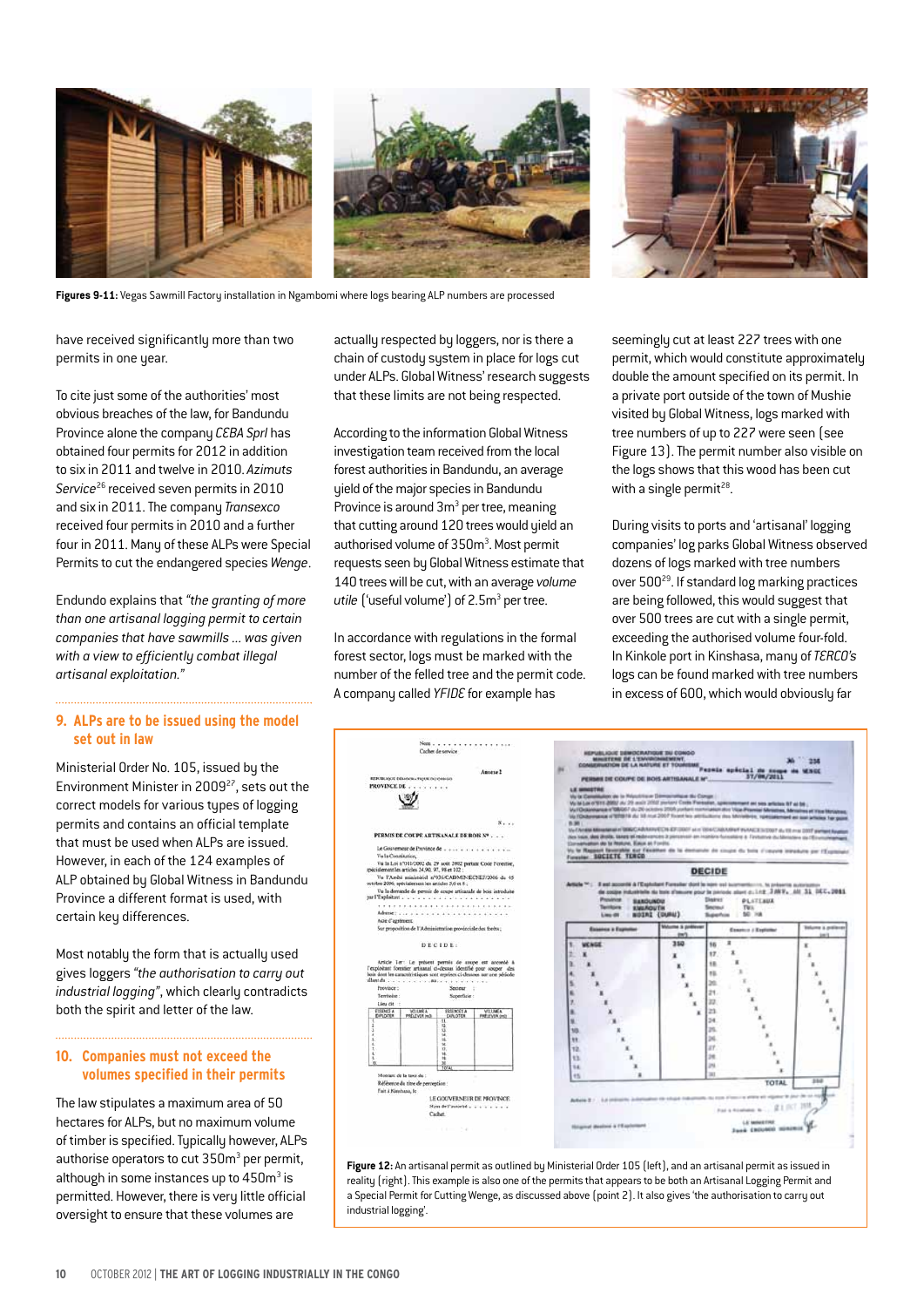**Figures 9-11:** Vegas Sawmill Factory installation in Ngambomi where logs bearing ALP numbers are processed

have received significantly more than two permits in one year.

To cite just some of the authorities' most obvious breaches of the law, for Bandundu Province alone the company *CEBA Sprl* has obtained four permits for 2012 in addition to six in 2011 and twelve in 2010. *Azimuts Service*[26] received seven permits in 2010 and six in 2011. The company *Transexco* received four permits in 2010 and a further four in 2011. Many of these ALPs were Special Permits to cut the endangered species *Wenge*.

Endundo explains that *"the granting of more than one artisanal logging permit to certain companies that have sawmills ... was given with a view to efficiently combat illegal artisanal exploitation."*

## 9. ALPs are to be issued using the model set out in law

Ministerial Order No. 105, issued by the Environment Minister in 2009[27], sets out the correct models for various types of logging permits and contains an official template that must be used when ALPs are issued. However, in each of the 124 examples of ALP obtained by Global Witness in Bandundu Province a different format is used, with certain key differences.

Most notably the form that is actually used gives loggers *"the authorisation to carry out industrial logging"*, which clearly contradicts both the spirit and letter of the law.

## 10. Companies must not exceed the volumes specified in their permits

The law stipulates a maximum area of 50 hectares for ALPs, but no maximum volume of timber is specified. Typically however, ALPs authorise operators to cut 350m$^3$ per permit, although in some instances up to 450m$^3$ is permitted. However, there is very little official oversight to ensure that these volumes are actually respected by loggers, nor is there a chain of custody system in place for logs cut under ALPs. Global Witness' research suggests that these limits are not being respected.

According to the information Global Witness investigation team received from the local forest authorities in Bandundu, an average yield of the major species in Bandundu Province is around 3m$^3$ per tree, meaning that cutting around 120 trees would yield an authorised volume of 350m$^3$. Most permit requests seen by Global Witness estimate that 140 trees will be cut, with an average *volume utile* ('useful volume') of 2.5m$^3$ per tree.

In accordance with regulations in the formal forest sector, logs must be marked with the number of the felled tree and the permit code. A company called *YFIDE* for example has seemingly cut at least 227 trees with one permit, which would constitute approximately double the amount specified on its permit. In a private port outside of the town of Mushie visited by Global Witness, logs marked with tree numbers of up to 227 were seen (see Figure 13). The permit number also visible on the logs shows that this wood has been cut with a single permit[28].

During visits to ports and 'artisanal' logging companies' log parks Global Witness observed dozens of logs marked with tree numbers over 500[29]. If standard log marking practices are being followed, this would suggest that over 500 trees are cut with a single permit, exceeding the authorised volume four-fold. In Kinkole port in Kinshasa, many of *TERCO's* logs can be found marked with tree numbers in excess of 600, which would obviously far

**Figure 12:** An artisanal permit as outlined by Ministerial Order 105 (left), and an artisanal permit as issued in reality (right). This example is also one of the permits that appears to be both an Artisanal Logging Permit and a Special Permit for Cutting Wenge, as discussed above (point 2). It also gives 'the authorisation to carry out industrial logging'.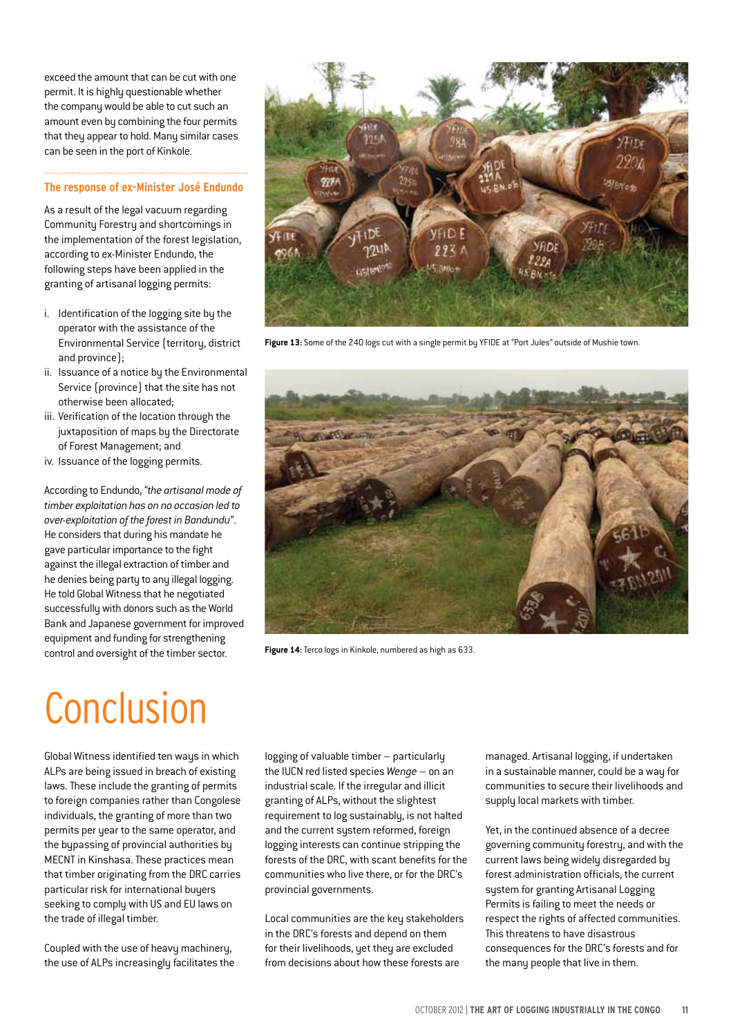exceed the amount that can be cut with one permit. It is highly questionable whether the company would be able to cut such an amount even by combining the four permits that they appear to hold. Many similar cases can be seen in the port of Kinkole.

### The response of ex-Minister José Endundo

As a result of the legal vacuum regarding Community Forestry and shortcomings in the implementation of the forest legislation, according to ex-Minister Endundo, the following steps have been applied in the granting of artisanal logging permits:

i. Identification of the logging site by the operator with the assistance of the Environmental Service (territory, district and province);
ii. Issuance of a notice by the Environmental Service (province) that the site has not otherwise been allocated;
iii. Verification of the location through the juxtaposition of maps by the Directorate of Forest Management; and
iv. Issuance of the logging permits.

According to Endundo, *"the artisanal mode of timber exploitation has on no occasion led to over-exploitation of the forest in Bandundu"*. He considers that during his mandate he gave particular importance to the fight against the illegal extraction of timber and he denies being party to any illegal logging. He told Global Witness that he negotiated successfully with donors such as the World Bank and Japanese government for improved equipment and funding for strengthening control and oversight of the timber sector.

**Figure 13:** Some of the 240 logs cut with a single permit by YFIDE at "Port Jules" outside of Mushie town.

**Figure 14:** Terco logs in Kinkole, numbered as high as 633.

# Conclusion

Global Witness identified ten ways in which ALPs are being issued in breach of existing laws. These include the granting of permits to foreign companies rather than Congolese individuals, the granting of more than two permits per year to the same operator, and the bypassing of provincial authorities by MECNT in Kinshasa. These practices mean that timber originating from the DRC carries particular risk for international buyers seeking to comply with US and EU laws on the trade of illegal timber.

Coupled with the use of heavy machinery, the use of ALPs increasingly facilitates the logging of valuable timber – particularly the IUCN red listed species *Wenge* – on an industrial scale. If the irregular and illicit granting of ALPs, without the slightest requirement to log sustainably, is not halted and the current system reformed, foreign logging interests can continue stripping the forests of the DRC, with scant benefits for the communities who live there, or for the DRC's provincial governments.

Local communities are the key stakeholders in the DRC's forests and depend on them for their livelihoods, yet they are excluded from decisions about how these forests are managed. Artisanal logging, if undertaken in a sustainable manner, could be a way for communities to secure their livelihoods and supply local markets with timber.

Yet, in the continued absence of a decree governing community forestry, and with the current laws being widely disregarded by forest administration officials, the current system for granting Artisanal Logging Permits is failing to meet the needs or respect the rights of affected communities. This threatens to have disastrous consequences for the DRC's forests and for the many people that live in them.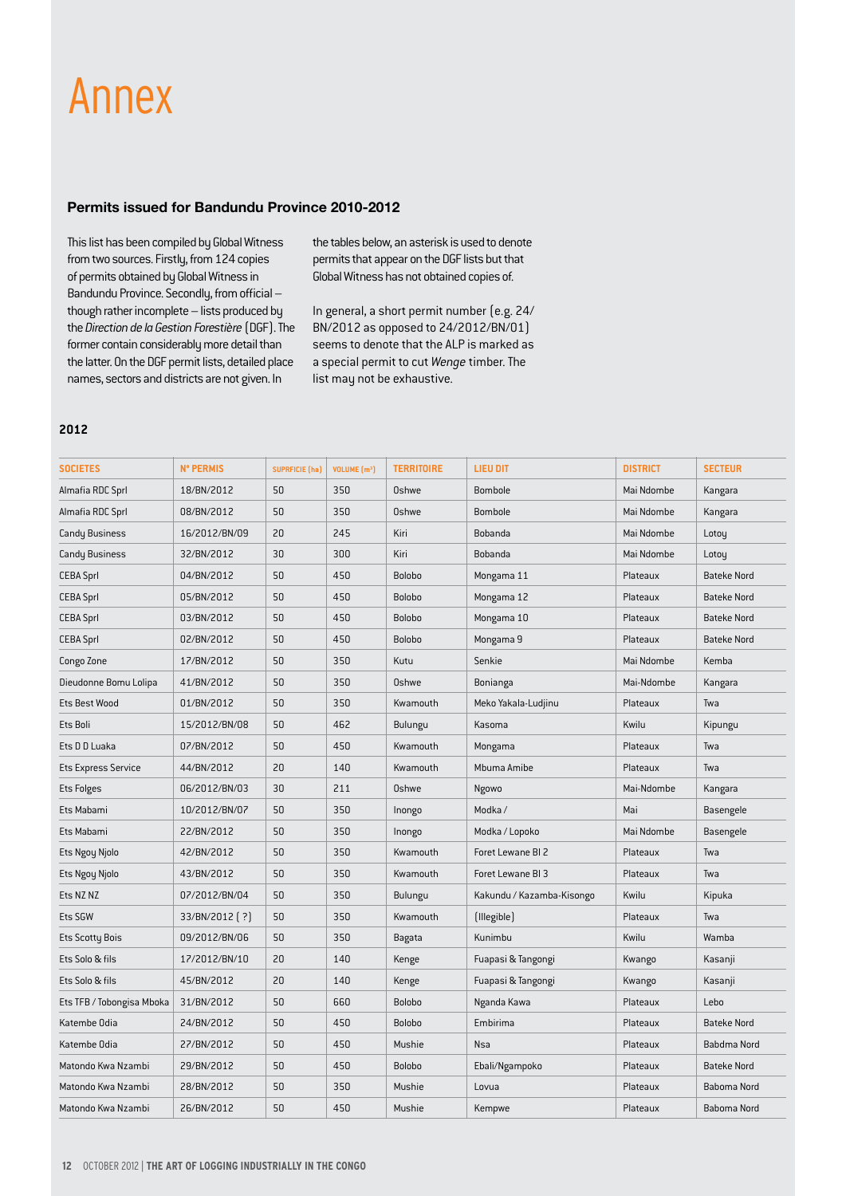# Annex

### Permits issued for Bandundu Province 2010-2012

This list has been compiled by Global Witness from two sources. Firstly, from 124 copies of permits obtained by Global Witness in Bandundu Province. Secondly, from official – though rather incomplete – lists produced by the *Direction de la Gestion Forestière* (DGF). The former contain considerably more detail than the latter. On the DGF permit lists, detailed place names, sectors and districts are not given. In the tables below, an asterisk is used to denote permits that appear on the DGF lists but that Global Witness has not obtained copies of.

In general, a short permit number (e.g. 24/ BN/2012 as opposed to 24/2012/BN/01) seems to denote that the ALP is marked as a special permit to cut *Wenge* timber. The list may not be exhaustive.

#### 2012

| SOCIETES | N° PERMIS | SUPRFICIE (ha) | VOLUME (m³) | TERRITOIRE | LIEU DIT | DISTRICT | SECTEUR |
|---|---|---|---|---|---|---|---|
| Almafia RDC Sprl | 18/BN/2012 | 50 | 350 | Oshwe | Bombole | Mai Ndombe | Kangara |
| Almafia RDC Sprl | 08/BN/2012 | 50 | 350 | Oshwe | Bombole | Mai Ndombe | Kangara |
| Candy Business | 16/2012/BN/09 | 20 | 245 | Kiri | Bobanda | Mai Ndombe | Lotoy |
| Candy Business | 32/BN/2012 | 30 | 300 | Kiri | Bobanda | Mai Ndombe | Lotoy |
| CEBA Sprl | 04/BN/2012 | 50 | 450 | Bolobo | Mongama 11 | Plateaux | Bateke Nord |
| CEBA Sprl | 05/BN/2012 | 50 | 450 | Bolobo | Mongama 12 | Plateaux | Bateke Nord |
| CEBA Sprl | 03/BN/2012 | 50 | 450 | Bolobo | Mongama 10 | Plateaux | Bateke Nord |
| CEBA Sprl | 02/BN/2012 | 50 | 450 | Bolobo | Mongama 9 | Plateaux | Bateke Nord |
| Congo Zone | 17/BN/2012 | 50 | 350 | Kutu | Senkie | Mai Ndombe | Kemba |
| Dieudonne Bomu Lolipa | 41/BN/2012 | 50 | 350 | Oshwe | Bonianga | Mai-Ndombe | Kangara |
| Ets Best Wood | 01/BN/2012 | 50 | 350 | Kwamouth | Meko Yakala-Ludjinu | Plateaux | Twa |
| Ets Boli | 15/2012/BN/08 | 50 | 462 | Bulungu | Kasoma | Kwilu | Kipungu |
| Ets D D Luaka | 07/BN/2012 | 50 | 450 | Kwamouth | Mongama | Plateaux | Twa |
| Ets Express Service | 44/BN/2012 | 20 | 140 | Kwamouth | Mbuma Amibe | Plateaux | Twa |
| Ets Folges | 06/2012/BN/03 | 30 | 211 | Oshwe | Ngowo | Mai-Ndombe | Kangara |
| Ets Mabami | 10/2012/BN/07 | 50 | 350 | Inongo | Modka / | Mai | Basengele |
| Ets Mabami | 22/BN/2012 | 50 | 350 | Inongo | Modka / Lopoko | Mai Ndombe | Basengele |
| Ets Ngoy Njolo | 42/BN/2012 | 50 | 350 | Kwamouth | Foret Lewane Bl 2 | Plateaux | Twa |
| Ets Ngoy Njolo | 43/BN/2012 | 50 | 350 | Kwamouth | Foret Lewane Bl 3 | Plateaux | Twa |
| Ets NZ NZ | 07/2012/BN/04 | 50 | 350 | Bulungu | Kakundu / Kazamba-Kisongo | Kwilu | Kipuka |
| Ets SGW | 33/BN/2012 ( ?) | 50 | 350 | Kwamouth | (Illegible) | Plateaux | Twa |
| Ets Scotty Bois | 09/2012/BN/06 | 50 | 350 | Bagata | Kunimbu | Kwilu | Wamba |
| Ets Solo & fils | 17/2012/BN/10 | 20 | 140 | Kenge | Fuapasi & Tangongi | Kwango | Kasanji |
| Ets Solo & fils | 45/BN/2012 | 20 | 140 | Kenge | Fuapasi & Tangongi | Kwango | Kasanji |
| Ets TFB / Tobongisa Mboka | 31/BN/2012 | 50 | 660 | Bolobo | Nganda Kawa | Plateaux | Lebo |
| Katembe Odia | 24/BN/2012 | 50 | 450 | Bolobo | Embirima | Plateaux | Bateke Nord |
| Katembe Odia | 27/BN/2012 | 50 | 450 | Mushie | Nsa | Plateaux | Babdma Nord |
| Matondo Kwa Nzambi | 29/BN/2012 | 50 | 450 | Bolobo | Ebali/Ngampoko | Plateaux | Bateke Nord |
| Matondo Kwa Nzambi | 28/BN/2012 | 50 | 350 | Mushie | Lovua | Plateaux | Baboma Nord |
| Matondo Kwa Nzambi | 26/BN/2012 | 50 | 450 | Mushie | Kempwe | Plateaux | Baboma Nord |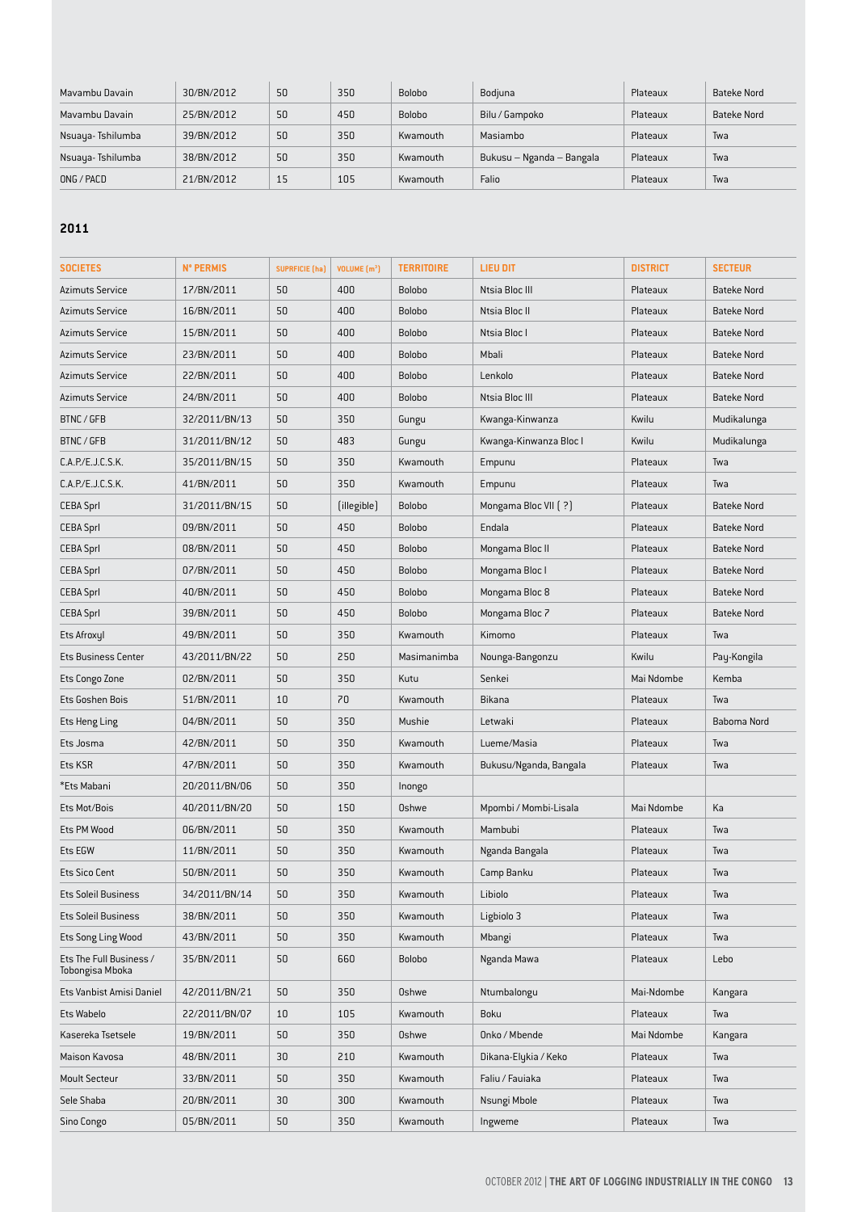| Mavambu Davain | 30/BN/2012 | 50 | 350 | Bolobo | Bodjuna | Plateaux | Bateke Nord |
|---|---|---|---|---|---|---|---|
| Mavambu Davain | 25/BN/2012 | 50 | 450 | Bolobo | Bilu / Gampoko | Plateaux | Bateke Nord |
| Nsuaya- Tshilumba | 39/BN/2012 | 50 | 350 | Kwamouth | Masiambo | Plateaux | Twa |
| Nsuaya- Tshilumba | 38/BN/2012 | 50 | 350 | Kwamouth | Bukusu – Nganda – Bangala | Plateaux | Twa |
| ONG / PACD | 21/BN/2012 | 15 | 105 | Kwamouth | Falio | Plateaux | Twa |

## 2011

| SOCIETES | N° PERMIS | SUPRFICIE (ha) | VOLUME (m³) | TERRITOIRE | LIEU DIT | DISTRICT | SECTEUR |
|---|---|---|---|---|---|---|---|
| Azimuts Service | 17/BN/2011 | 50 | 400 | Bolobo | Ntsia Bloc III | Plateaux | Bateke Nord |
| Azimuts Service | 16/BN/2011 | 50 | 400 | Bolobo | Ntsia Bloc II | Plateaux | Bateke Nord |
| Azimuts Service | 15/BN/2011 | 50 | 400 | Bolobo | Ntsia Bloc I | Plateaux | Bateke Nord |
| Azimuts Service | 23/BN/2011 | 50 | 400 | Bolobo | Mbali | Plateaux | Bateke Nord |
| Azimuts Service | 22/BN/2011 | 50 | 400 | Bolobo | Lenkolo | Plateaux | Bateke Nord |
| Azimuts Service | 24/BN/2011 | 50 | 400 | Bolobo | Ntsia Bloc III | Plateaux | Bateke Nord |
| BTNC / GFB | 32/2011/BN/13 | 50 | 350 | Gungu | Kwanga-Kinwanza | Kwilu | Mudikalunga |
| BTNC / GFB | 31/2011/BN/12 | 50 | 483 | Gungu | Kwanga-Kinwanza Bloc I | Kwilu | Mudikalunga |
| C.A.P./E.J.C.S.K. | 35/2011/BN/15 | 50 | 350 | Kwamouth | Empunu | Plateaux | Twa |
| C.A.P./E.J.C.S.K. | 41/BN/2011 | 50 | 350 | Kwamouth | Empunu | Plateaux | Twa |
| CEBA Sprl | 31/2011/BN/15 | 50 | (illegible) | Bolobo | Mongama Bloc VII ( ?) | Plateaux | Bateke Nord |
| CEBA Sprl | 09/BN/2011 | 50 | 450 | Bolobo | Endala | Plateaux | Bateke Nord |
| CEBA Sprl | 08/BN/2011 | 50 | 450 | Bolobo | Mongama Bloc II | Plateaux | Bateke Nord |
| CEBA Sprl | 07/BN/2011 | 50 | 450 | Bolobo | Mongama Bloc I | Plateaux | Bateke Nord |
| CEBA Sprl | 40/BN/2011 | 50 | 450 | Bolobo | Mongama Bloc 8 | Plateaux | Bateke Nord |
| CEBA Sprl | 39/BN/2011 | 50 | 450 | Bolobo | Mongama Bloc 7 | Plateaux | Bateke Nord |
| Ets Afroxyl | 49/BN/2011 | 50 | 350 | Kwamouth | Kimomo | Plateaux | Twa |
| Ets Business Center | 43/2011/BN/22 | 50 | 250 | Masimanimba | Nounga-Bangonzu | Kwilu | Pay-Kongila |
| Ets Congo Zone | 02/BN/2011 | 50 | 350 | Kutu | Senkei | Mai Ndombe | Kemba |
| Ets Goshen Bois | 51/BN/2011 | 10 | 70 | Kwamouth | Bikana | Plateaux | Twa |
| Ets Heng Ling | 04/BN/2011 | 50 | 350 | Mushie | Letwaki | Plateaux | Baboma Nord |
| Ets Josma | 42/BN/2011 | 50 | 350 | Kwamouth | Lueme/Masia | Plateaux | Twa |
| Ets KSR | 47/BN/2011 | 50 | 350 | Kwamouth | Bukusu/Nganda, Bangala | Plateaux | Twa |
| *Ets Mabani | 20/2011/BN/06 | 50 | 350 | Inongo | | | |
| Ets Mot/Bois | 40/2011/BN/20 | 50 | 150 | Oshwe | Mpombi / Mombi-Lisala | Mai Ndombe | Ka |
| Ets PM Wood | 06/BN/2011 | 50 | 350 | Kwamouth | Mambubi | Plateaux | Twa |
| Ets EGW | 11/BN/2011 | 50 | 350 | Kwamouth | Nganda Bangala | Plateaux | Twa |
| Ets Sico Cent | 50/BN/2011 | 50 | 350 | Kwamouth | Camp Banku | Plateaux | Twa |
| Ets Soleil Business | 34/2011/BN/14 | 50 | 350 | Kwamouth | Libiolo | Plateaux | Twa |
| Ets Soleil Business | 38/BN/2011 | 50 | 350 | Kwamouth | Ligbiolo 3 | Plateaux | Twa |
| Ets Song Ling Wood | 43/BN/2011 | 50 | 350 | Kwamouth | Mbangi | Plateaux | Twa |
| Ets The Full Business / Tobongisa Mboka | 35/BN/2011 | 50 | 660 | Bolobo | Nganda Mawa | Plateaux | Lebo |
| Ets Vanbist Amisi Daniel | 42/2011/BN/21 | 50 | 350 | Oshwe | Ntumbalongu | Mai-Ndombe | Kangara |
| Ets Wabelo | 22/2011/BN/07 | 10 | 105 | Kwamouth | Boku | Plateaux | Twa |
| Kasereka Tsetsele | 19/BN/2011 | 50 | 350 | Oshwe | Onko / Mbende | Mai Ndombe | Kangara |
| Maison Kavosa | 48/BN/2011 | 30 | 210 | Kwamouth | Dikana-Elykia / Keko | Plateaux | Twa |
| Moult Secteur | 33/BN/2011 | 50 | 350 | Kwamouth | Faliu / Fauiaka | Plateaux | Twa |
| Sele Shaba | 20/BN/2011 | 30 | 300 | Kwamouth | Nsungi Mbole | Plateaux | Twa |
| Sino Congo | 05/BN/2011 | 50 | 350 | Kwamouth | Ingweme | Plateaux | Twa |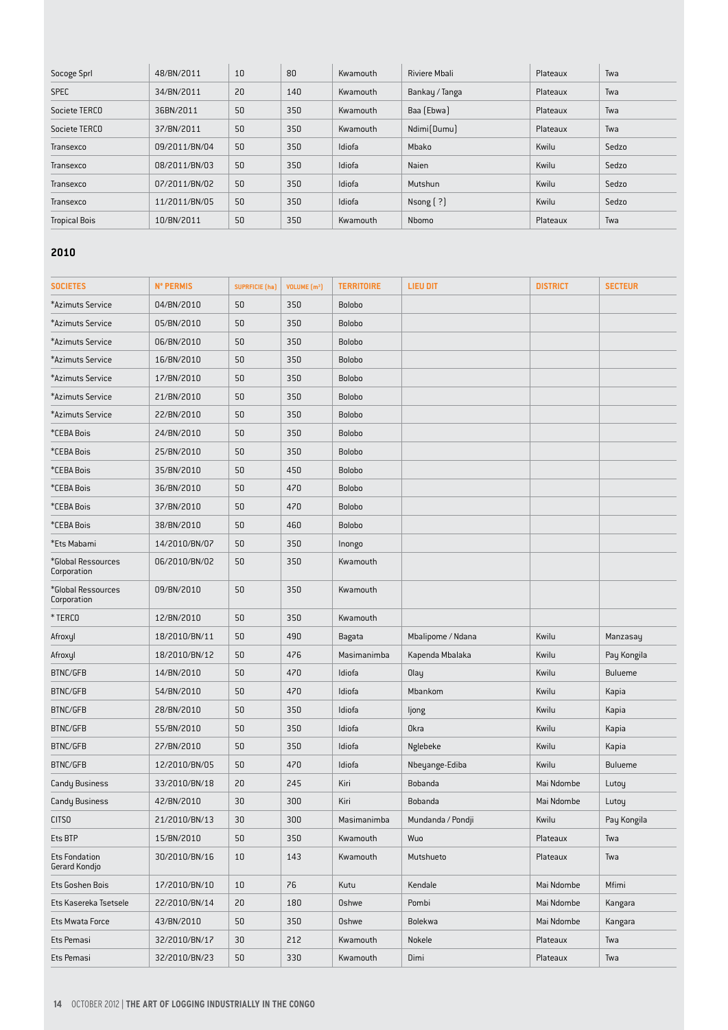| | | | | | | | |
|---|---|---|---|---|---|---|---|
| Socoge Sprl | 48/BN/2011 | 10 | 80 | Kwamouth | Riviere Mbali | Plateaux | Twa |
| SPEC | 34/BN/2011 | 20 | 140 | Kwamouth | Bankay / Tanga | Plateaux | Twa |
| Societe TERCO | 36BN/2011 | 50 | 350 | Kwamouth | Baa (Ebwa) | Plateaux | Twa |
| Societe TERCO | 37/BN/2011 | 50 | 350 | Kwamouth | Ndimi(Dumu) | Plateaux | Twa |
| Transexco | 09/2011/BN/04 | 50 | 350 | Idiofa | Mbako | Kwilu | Sedzo |
| Transexco | 08/2011/BN/03 | 50 | 350 | Idiofa | Naien | Kwilu | Sedzo |
| Transexco | 07/2011/BN/02 | 50 | 350 | Idiofa | Mutshun | Kwilu | Sedzo |
| Transexco | 11/2011/BN/05 | 50 | 350 | Idiofa | Nsong ( ?) | Kwilu | Sedzo |
| Tropical Bois | 10/BN/2011 | 50 | 350 | Kwamouth | Nbomo | Plateaux | Twa |

**2010**

| SOCIETES | N° PERMIS | SUPRFICIE (ha) | VOLUME (m³) | TERRITOIRE | LIEU DIT | DISTRICT | SECTEUR |
|---|---|---|---|---|---|---|---|
| *Azimuts Service | 04/BN/2010 | 50 | 350 | Bolobo | | | |
| *Azimuts Service | 05/BN/2010 | 50 | 350 | Bolobo | | | |
| *Azimuts Service | 06/BN/2010 | 50 | 350 | Bolobo | | | |
| *Azimuts Service | 16/BN/2010 | 50 | 350 | Bolobo | | | |
| *Azimuts Service | 17/BN/2010 | 50 | 350 | Bolobo | | | |
| *Azimuts Service | 21/BN/2010 | 50 | 350 | Bolobo | | | |
| *Azimuts Service | 22/BN/2010 | 50 | 350 | Bolobo | | | |
| *CEBA Bois | 24/BN/2010 | 50 | 350 | Bolobo | | | |
| *CEBA Bois | 25/BN/2010 | 50 | 350 | Bolobo | | | |
| *CEBA Bois | 35/BN/2010 | 50 | 450 | Bolobo | | | |
| *CEBA Bois | 36/BN/2010 | 50 | 470 | Bolobo | | | |
| *CEBA Bois | 37/BN/2010 | 50 | 470 | Bolobo | | | |
| *CEBA Bois | 38/BN/2010 | 50 | 460 | Bolobo | | | |
| *Ets Mabami | 14/2010/BN/07 | 50 | 350 | Inongo | | | |
| *Global Ressources Corporation | 06/2010/BN/02 | 50 | 350 | Kwamouth | | | |
| *Global Ressources Corporation | 09/BN/2010 | 50 | 350 | Kwamouth | | | |
| * TERCO | 12/BN/2010 | 50 | 350 | Kwamouth | | | |
| Afroxyl | 18/2010/BN/11 | 50 | 490 | Bagata | Mbalipome / Ndana | Kwilu | Manzasay |
| Afroxyl | 18/2010/BN/12 | 50 | 476 | Masimanimba | Kapenda Mbalaka | Kwilu | Pay Kongila |
| BTNC/GFB | 14/BN/2010 | 50 | 470 | Idiofa | Olay | Kwilu | Bulueme |
| BTNC/GFB | 54/BN/2010 | 50 | 470 | Idiofa | Mbankom | Kwilu | Kapia |
| BTNC/GFB | 28/BN/2010 | 50 | 350 | Idiofa | Ijong | Kwilu | Kapia |
| BTNC/GFB | 55/BN/2010 | 50 | 350 | Idiofa | Okra | Kwilu | Kapia |
| BTNC/GFB | 27/BN/2010 | 50 | 350 | Idiofa | Nglebeke | Kwilu | Kapia |
| BTNC/GFB | 12/2010/BN/05 | 50 | 470 | Idiofa | Nbeyange-Ediba | Kwilu | Bulueme |
| Candy Business | 33/2010/BN/18 | 20 | 245 | Kiri | Bobanda | Mai Ndombe | Lutoy |
| Candy Business | 42/BN/2010 | 30 | 300 | Kiri | Bobanda | Mai Ndombe | Lutoy |
| CITSO | 21/2010/BN/13 | 30 | 300 | Masimanimba | Mundanda / Pondji | Kwilu | Pay Kongila |
| Ets BTP | 15/BN/2010 | 50 | 350 | Kwamouth | Wuo | Plateaux | Twa |
| Ets Fondation Gerard Kondjo | 30/2010/BN/16 | 10 | 143 | Kwamouth | Mutshueto | Plateaux | Twa |
| Ets Goshen Bois | 17/2010/BN/10 | 10 | 76 | Kutu | Kendale | Mai Ndombe | Mfimi |
| Ets Kasereka Tsetsele | 22/2010/BN/14 | 20 | 180 | Oshwe | Pombi | Mai Ndombe | Kangara |
| Ets Mwata Force | 43/BN/2010 | 50 | 350 | Oshwe | Bolekwa | Mai Ndombe | Kangara |
| Ets Pemasi | 32/2010/BN/17 | 30 | 212 | Kwamouth | Nokele | Plateaux | Twa |
| Ets Pemasi | 32/2010/BN/23 | 50 | 330 | Kwamouth | Dimi | Plateaux | Twa |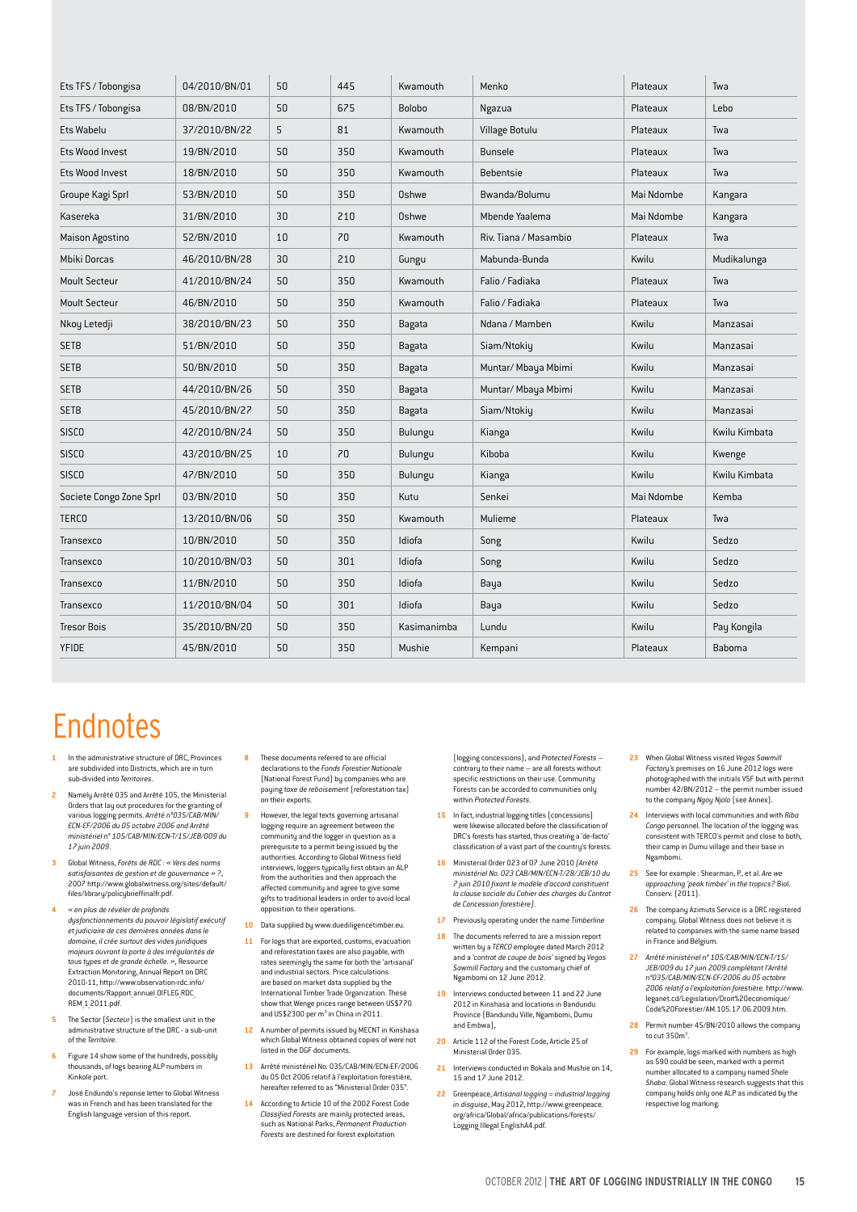| Ets TFS / Tobongisa | 04/2010/BN/01 | 50 | 445 | Kwamouth | Menko | Plateaux | Twa |
|---|---|---|---|---|---|---|---|
| Ets TFS / Tobongisa | 08/BN/2010 | 50 | 675 | Bolobo | Ngazua | Plateaux | Lebo |
| Ets Wabelu | 37/2010/BN/22 | 5 | 81 | Kwamouth | Village Botulu | Plateaux | Twa |
| Ets Wood Invest | 19/BN/2010 | 50 | 350 | Kwamouth | Bunsele | Plateaux | Twa |
| Ets Wood Invest | 18/BN/2010 | 50 | 350 | Kwamouth | Bebentsie | Plateaux | Twa |
| Groupe Kagi Sprl | 53/BN/2010 | 50 | 350 | Oshwe | Bwanda/Bolumu | Mai Ndombe | Kangara |
| Kasereka | 31/BN/2010 | 30 | 210 | Oshwe | Mbende Yaalema | Mai Ndombe | Kangara |
| Maison Agostino | 52/BN/2010 | 10 | 70 | Kwamouth | Riv. Tiana / Masambio | Plateaux | Twa |
| Mbiki Dorcas | 46/2010/BN/28 | 30 | 210 | Gungu | Mabunda-Bunda | Kwilu | Mudikalunga |
| Moult Secteur | 41/2010/BN/24 | 50 | 350 | Kwamouth | Falio / Fadiaka | Plateaux | Twa |
| Moult Secteur | 46/BN/2010 | 50 | 350 | Kwamouth | Falio / Fadiaka | Plateaux | Twa |
| Nkoy Letedji | 38/2010/BN/23 | 50 | 350 | Bagata | Ndana / Mamben | Kwilu | Manzasai |
| SETB | 51/BN/2010 | 50 | 350 | Bagata | Siam/Ntokiy | Kwilu | Manzasai |
| SETB | 50/BN/2010 | 50 | 350 | Bagata | Muntar/ Mbaya Mbimi | Kwilu | Manzasai |
| SETB | 44/2010/BN/26 | 50 | 350 | Bagata | Muntar/ Mbaya Mbimi | Kwilu | Manzasai |
| SETB | 45/2010/BN/27 | 50 | 350 | Bagata | Siam/Ntokiy | Kwilu | Manzasai |
| SISCO | 42/2010/BN/24 | 50 | 350 | Bulungu | Kianga | Kwilu | Kwilu Kimbata |
| SISCO | 43/2010/BN/25 | 10 | 70 | Bulungu | Kiboba | Kwilu | Kwenge |
| SISCO | 47/BN/2010 | 50 | 350 | Bulungu | Kianga | Kwilu | Kwilu Kimbata |
| Societe Congo Zone Sprl | 03/BN/2010 | 50 | 350 | Kutu | Senkei | Mai Ndombe | Kemba |
| TERCO | 13/2010/BN/06 | 50 | 350 | Kwamouth | Mulieme | Plateaux | Twa |
| Transexco | 10/BN/2010 | 50 | 350 | Idiofa | Song | Kwilu | Sedzo |
| Transexco | 10/2010/BN/03 | 50 | 301 | Idiofa | Song | Kwilu | Sedzo |
| Transexco | 11/BN/2010 | 50 | 350 | Idiofa | Baya | Kwilu | Sedzo |
| Transexco | 11/2010/BN/04 | 50 | 301 | Idiofa | Baya | Kwilu | Sedzo |
| Tresor Bois | 35/2010/BN/20 | 50 | 350 | Kasimanimba | Lundu | Kwilu | Pay Kongila |
| YFIDE | 45/BN/2010 | 50 | 350 | Mushie | Kempani | Plateaux | Baboma |

# Endnotes

1. In the administrative structure of DRC, Provinces are subdivided into Districts, which are in turn sub-divided into *Territoires*.

2. Namely Arrêté 035 and Arrêté 105, the Ministerial Orders that lay out procedures for the granting of various logging permits. *Arrêté n°035/CAB/MIN/ECN-EF/2006 du 05 octobre 2006 and Arrêté ministériel n° 105/CAB/MIN/ECN-T/15/JEB/009 du 17 juin 2009*.

3. Global Witness, *Forêts de RDC : « Vers des norms satisfaisantes de gestion et de gouvernance » ?*, 2007 http://www.globalwitness.org/sites/default/files/library/policybrieffinalfr.pdf.

4. *« en plus de révéler de profonds dysfonctionnements du pouvoir législatif exécutif et judiciaire de ces dernières années dans le domaine, il crée surtout des vides juridiques majeurs ouvrant la porte à des irrégularités de tous types et de grande échelle. »*, Resource Extraction Monitoring, Annual Report on DRC 2010-11, http://www.observation-rdc.info/documents/Rapport_annuel_OIFLEG_RDC_REM_1_2011.pdf.

5. The Sector (*Secteur*) is the smallest unit in the administrative structure of the DRC - a sub-unit of the *Territoire*.

6. Figure 14 show some of the hundreds, possibly thousands, of logs bearing ALP numbers in Kinkole port.

7. José Endundo's reponse letter to Global Witness was in French and has been translated for the English language version of this report.

8. These documents referred to are official declarations to the *Fonds Forestier Nationale* (National Forest Fund) by companies who are paying *taxe de reboisement* (reforestation tax) on their exports.

9. However, the legal texts governing artisanal logging require an agreement between the community and the logger in question as a prerequisite to a permit being issued by the authorities. According to Global Witness field interviews, loggers typically first obtain an ALP from the authorities and then approach the affected community and agree to give some gifts to traditional leaders in order to avoid local opposition to their operations.

10. Data supplied by www.duediligencetimber.eu.

11. For logs that are exported, customs, evacuation and reforestation taxes are also payable, with rates seemingly the same for both the 'artisanal' and industrial sectors. Price calculations are based on market data supplied by the International Timber Trade Organization. These show that Wenge prices range between US$770 and US$2300 per m$^3$ in China in 2011.

12. A number of permits issued by MECNT in Kinshasa which Global Witness obtained copies of were not listed in the DGF documents.

13. Arrêté ministériel No. 035/CAB/MIN/ECN-EF/2006 du 05 Oct 2006 relatif à l'exploitation forestière, hereafter referred to as "Ministerial Order 035".

14. According to Article 10 of the 2002 Forest Code *Classified Forests* are mainly protected areas, such as National Parks, *Permanent Production Forests* are destined for forest exploitation (logging concessions), and *Protected Forests* – contrary to their name – are all forests without specific restrictions on their use. Community Forests can be accorded to communities only within *Protected Forests*.

15. In fact, industrial logging titles (concessions) were likewise allocated before the classification of DRC's forests has started, thus creating a 'de-facto' classification of a vast part of the country's forests.

16. Ministerial Order 023 of 07 June 2010 (*Arrêté ministériel No. 023 CAB/MIN/ECN-T/28/JEB/10 du 7 juin 2010 fixant le modèle d'accord constituant la clause sociale du Cahier des charges du Contrat de Concession forestière)*.

17. Previously operating under the name *Timberline*

18. The documents referred to are a mission report written by a *TERCO* employee dated March 2012 and a *'contrat de coupe de bois'* signed by *Vegas Sawmill Factory* and the customary chief of Ngambomi on 12 June 2012.

19. Interviews conducted between 11 and 22 June 2012 in Kinshasa and locations in Bandundu Province (Bandundu Ville, Ngambomi, Dumu and Embwa),

20. Article 112 of the Forest Code, Article 25 of Ministerial Order 035.

21. Interviews conducted in Bokala and Mushie on 14, 15 and 17 June 2012.

22. Greenpeace, *Artisanal logging = industrial logging in disguise*, May 2012, http://www.greenpeace.org/africa/Global/africa/publications/forests/Logging_Illegal_EnglishA4.pdf.

23. When Global Witness visited *Vegas Sawmill Factory's* premises on 16 June 2012 logs were photographed with the initials VSF but with permit number 42/BN/2012 – the permit number issued to the company *Ngoy Njolo* (see Annex).

24. Interviews with local communities and with *Riba Congo* personnel. The location of the logging was consistent with TERCO's permit and close to both, their camp in Dumu village and their base in Ngambomi.

25. See for example : Shearman, P., et al. *Are we approaching 'peak timber' in the tropics?* Biol. Conserv. (2011).

26. The company Azimuts Service is a DRC registered company. Global Witness does not believe it is related to companies with the same name based in France and Belgium.

27. *Arrêté ministériel n° 105/CAB/MIN/ECN-T/15/JEB/009 du 17 juin 2009 complétant l'Arrêté n°035/CAB/MIN/ECN-EF/2006 du 05 octobre 2006 relatif à l'exploitation forestière.* http://www.leganet.cd/Legislation/Droit%20economique/Code%20Forestier/AM.105.17.06.2009.htm.

28. Permit number 45/BN/2010 allows the company to cut 350m$^3$.

29. For example, logs marked with numbers as high as 590 could be seen, marked with a permit number allocated to a company named *Shele Shaba*. Global Witness research suggests that this company holds only one ALP as indicated by the respective log marking.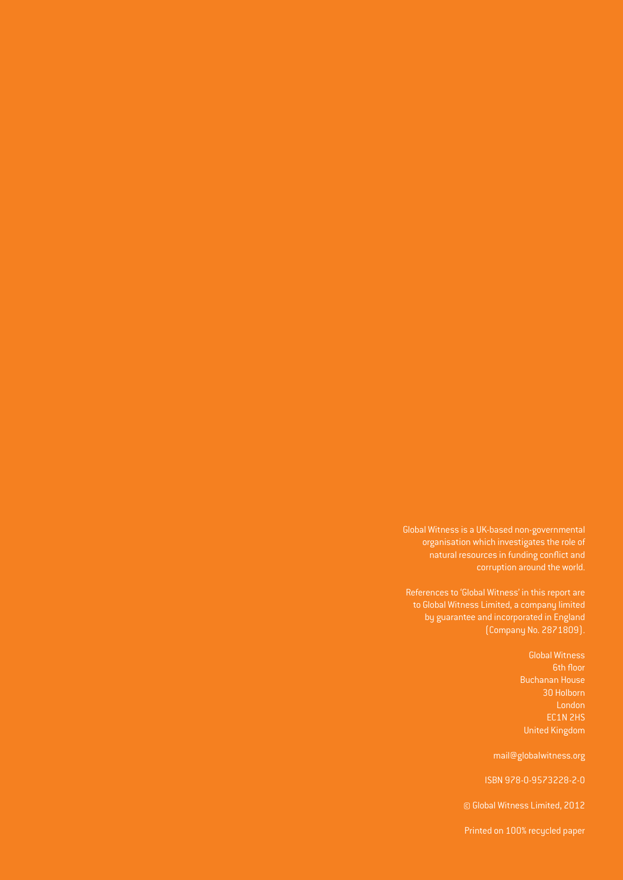Global Witness is a UK-based non-governmental organisation which investigates the role of natural resources in funding conflict and corruption around the world.

References to 'Global Witness' in this report are to Global Witness Limited, a company limited by guarantee and incorporated in England (Company No. 2871809).

Global Witness  
6th floor  
Buchanan House  
30 Holborn  
London  
EC1N 2HS  
United Kingdom

mail@globalwitness.org

ISBN 978-0-9573228-2-0

© Global Witness Limited, 2012

Printed on 100% recycled paper